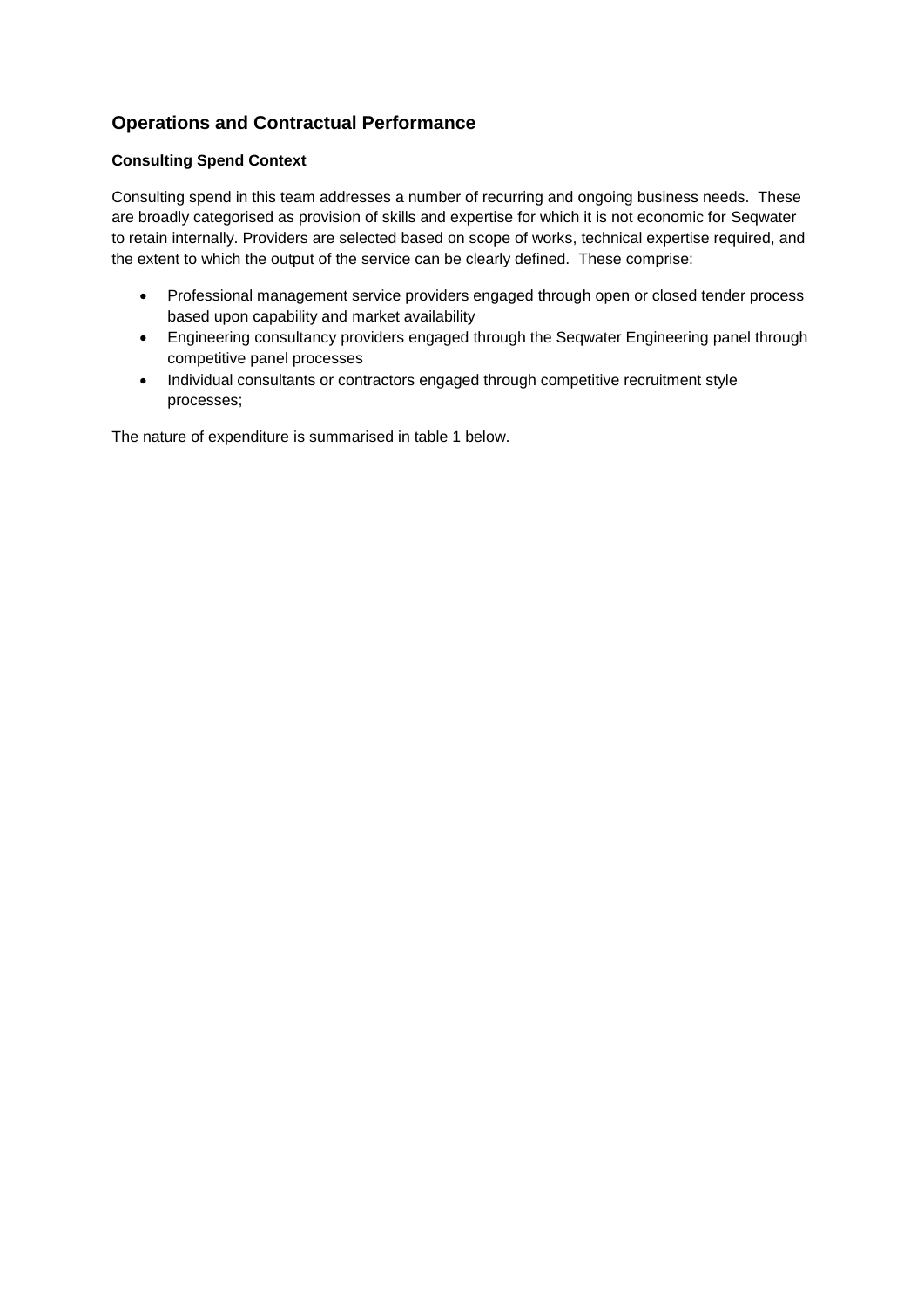## Operations and Contractual Performance

### Consulting Spend Context

Consulting spend in this team addresses a number of recurring and ongoing business needs. These are broadly categorised as provision of skills and expertise for which it is not economic for Seqwater to retain internally. Providers are selected based on scope of works, technical expertise required, and the extent to which the output of the service can be clearly defined. These comprise:

- Professional management service providers engaged through open or closed tender process based upon capability and market availability
- Engineering consultancy providers engaged through the Seqwater Engineering panel through competitive panel processes
- Individual consultants or contractors engaged through competitive recruitment style processes;

The nature of expenditure is summarised in table 1 below.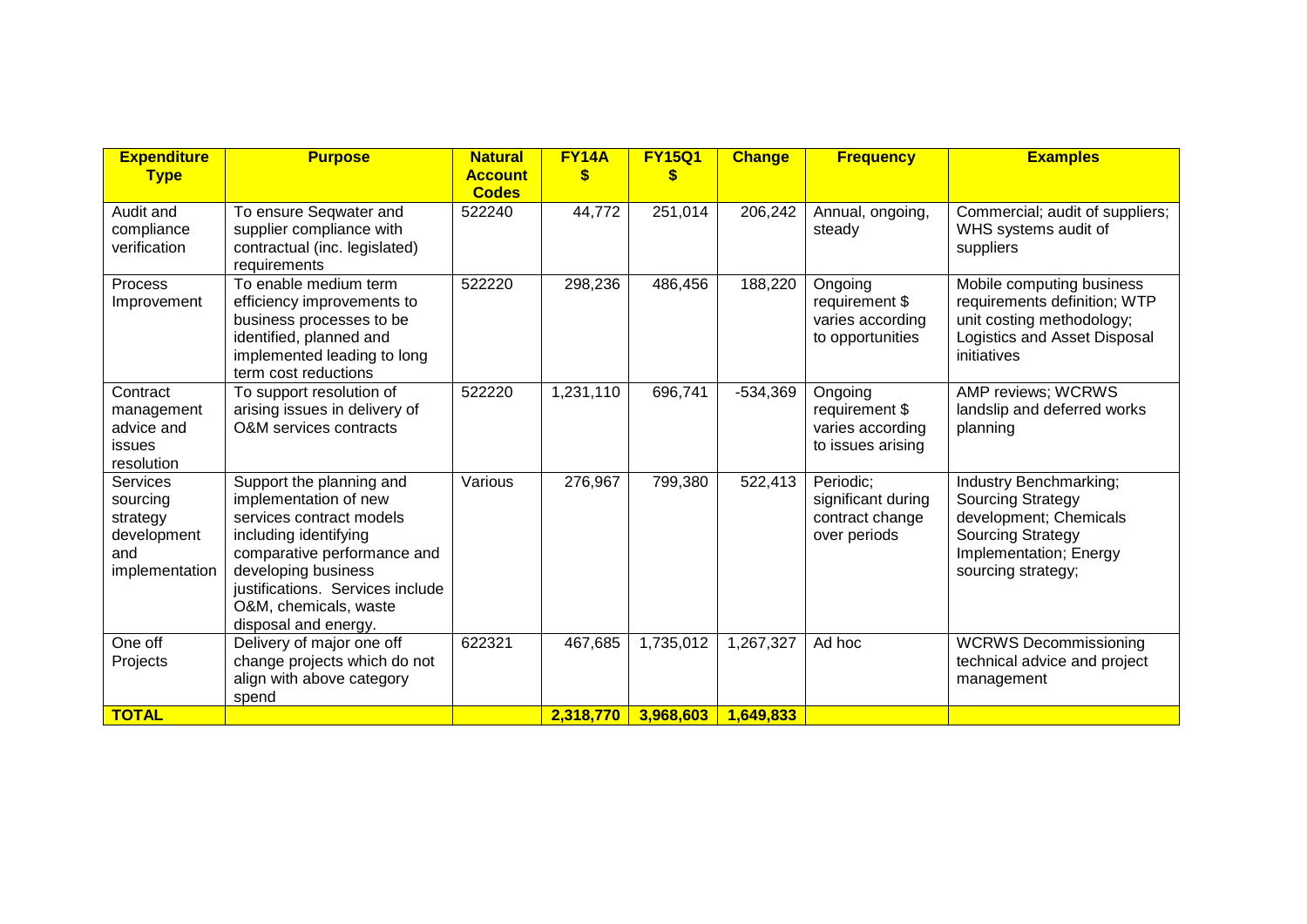| Expenditure Type | Purpose | Natural Account Codes | FY14A $ | FY15Q1 $ | Change | Frequency | Examples |
|---|---|---|---|---|---|---|---|
| Audit and compliance verification | To ensure Seqwater and supplier compliance with contractual (inc. legislated) requirements | 522240 | 44,772 | 251,014 | 206,242 | Annual, ongoing, steady | Commercial; audit of suppliers; WHS systems audit of suppliers |
| Process Improvement | To enable medium term efficiency improvements to business processes to be identified, planned and implemented leading to long term cost reductions | 522220 | 298,236 | 486,456 | 188,220 | Ongoing requirement $ varies according to opportunities | Mobile computing business requirements definition; WTP unit costing methodology; Logistics and Asset Disposal initiatives |
| Contract management advice and issues resolution | To support resolution of arising issues in delivery of O&M services contracts | 522220 | 1,231,110 | 696,741 | -534,369 | Ongoing requirement $ varies according to issues arising | AMP reviews; WCRWS landslip and deferred works planning |
| Services sourcing strategy development and implementation | Support the planning and implementation of new services contract models including identifying comparative performance and developing business justifications. Services include O&M, chemicals, waste disposal and energy. | Various | 276,967 | 799,380 | 522,413 | Periodic; significant during contract change over periods | Industry Benchmarking; Sourcing Strategy development; Chemicals Sourcing Strategy Implementation; Energy sourcing strategy; |
| One off Projects | Delivery of major one off change projects which do not align with above category spend | 622321 | 467,685 | 1,735,012 | 1,267,327 | Ad hoc | WCRWS Decommissioning technical advice and project management |
| **TOTAL** | | | **2,318,770** | **3,968,603** | **1,649,833** | | |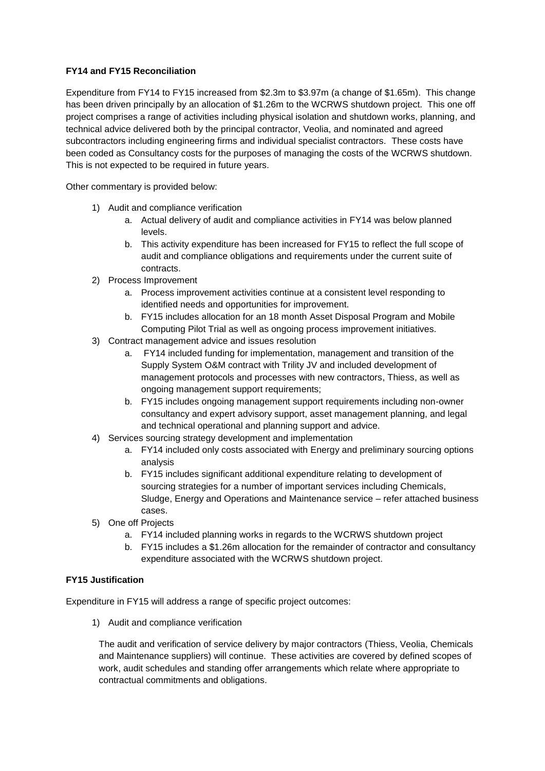**FY14 and FY15 Reconciliation**

Expenditure from FY14 to FY15 increased from $2.3m to $3.97m (a change of $1.65m). This change has been driven principally by an allocation of $1.26m to the WCRWS shutdown project. This one off project comprises a range of activities including physical isolation and shutdown works, planning, and technical advice delivered both by the principal contractor, Veolia, and nominated and agreed subcontractors including engineering firms and individual specialist contractors. These costs have been coded as Consultancy costs for the purposes of managing the costs of the WCRWS shutdown. This is not expected to be required in future years.

Other commentary is provided below:

1) Audit and compliance verification
    a. Actual delivery of audit and compliance activities in FY14 was below planned levels.
    b. This activity expenditure has been increased for FY15 to reflect the full scope of audit and compliance obligations and requirements under the current suite of contracts.
2) Process Improvement
    a. Process improvement activities continue at a consistent level responding to identified needs and opportunities for improvement.
    b. FY15 includes allocation for an 18 month Asset Disposal Program and Mobile Computing Pilot Trial as well as ongoing process improvement initiatives.
3) Contract management advice and issues resolution
    a. FY14 included funding for implementation, management and transition of the Supply System O&M contract with Trility JV and included development of management protocols and processes with new contractors, Thiess, as well as ongoing management support requirements;
    b. FY15 includes ongoing management support requirements including non-owner consultancy and expert advisory support, asset management planning, and legal and technical operational and planning support and advice.
4) Services sourcing strategy development and implementation
    a. FY14 included only costs associated with Energy and preliminary sourcing options analysis
    b. FY15 includes significant additional expenditure relating to development of sourcing strategies for a number of important services including Chemicals, Sludge, Energy and Operations and Maintenance service – refer attached business cases.
5) One off Projects
    a. FY14 included planning works in regards to the WCRWS shutdown project
    b. FY15 includes a $1.26m allocation for the remainder of contractor and consultancy expenditure associated with the WCRWS shutdown project.

**FY15 Justification**

Expenditure in FY15 will address a range of specific project outcomes:

1) Audit and compliance verification

    The audit and verification of service delivery by major contractors (Thiess, Veolia, Chemicals and Maintenance suppliers) will continue. These activities are covered by defined scopes of work, audit schedules and standing offer arrangements which relate where appropriate to contractual commitments and obligations.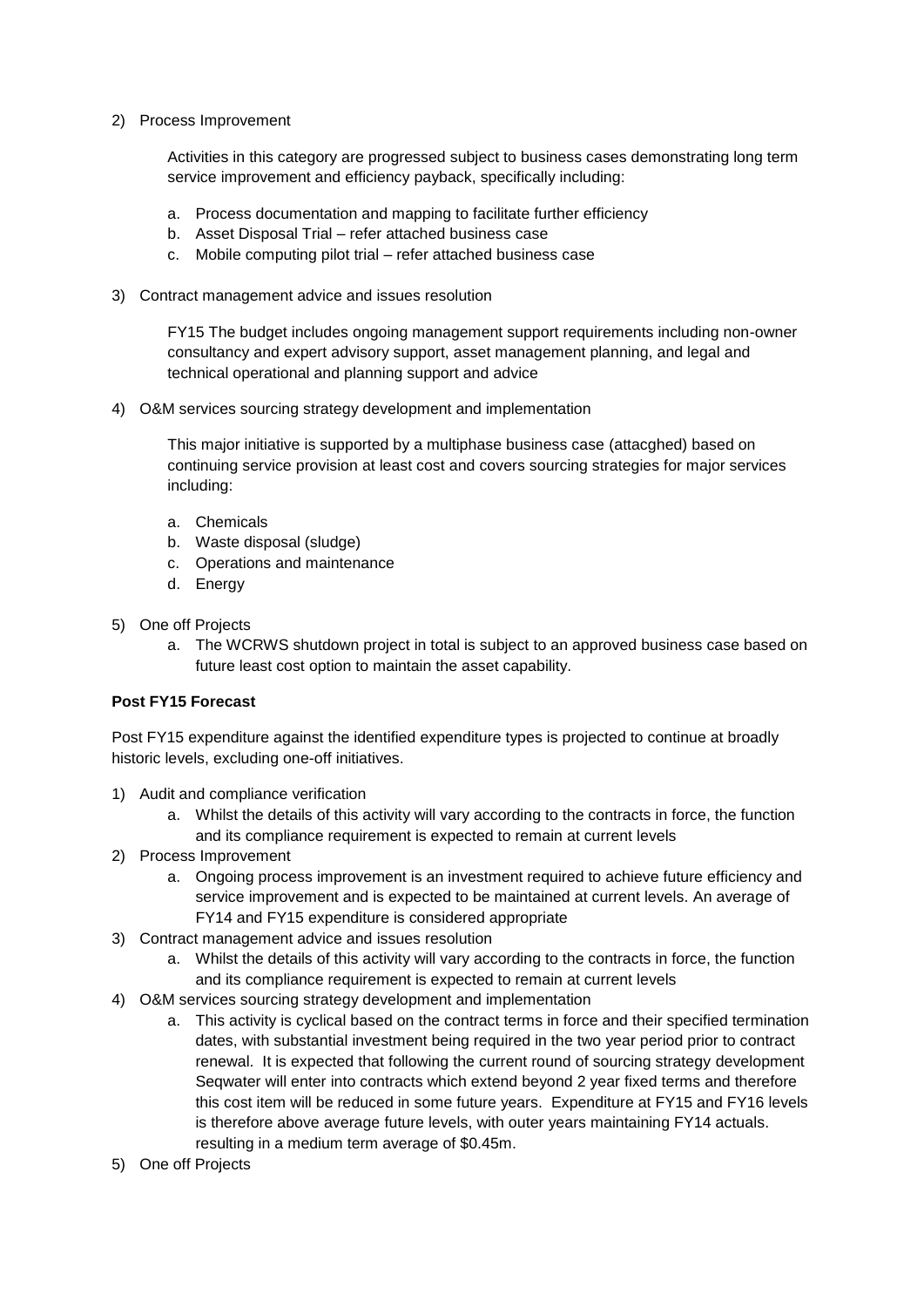2) Process Improvement

   Activities in this category are progressed subject to business cases demonstrating long term service improvement and efficiency payback, specifically including:

   a. Process documentation and mapping to facilitate further efficiency
   b. Asset Disposal Trial – refer attached business case
   c. Mobile computing pilot trial – refer attached business case

3) Contract management advice and issues resolution

   FY15 The budget includes ongoing management support requirements including non-owner consultancy and expert advisory support, asset management planning, and legal and technical operational and planning support and advice

4) O&M services sourcing strategy development and implementation

   This major initiative is supported by a multiphase business case (attacghed) based on continuing service provision at least cost and covers sourcing strategies for major services including:

   a. Chemicals
   b. Waste disposal (sludge)
   c. Operations and maintenance
   d. Energy

5) One off Projects
   a. The WCRWS shutdown project in total is subject to an approved business case based on future least cost option to maintain the asset capability.

**Post FY15 Forecast**

Post FY15 expenditure against the identified expenditure types is projected to continue at broadly historic levels, excluding one-off initiatives.

1) Audit and compliance verification
   a. Whilst the details of this activity will vary according to the contracts in force, the function and its compliance requirement is expected to remain at current levels
2) Process Improvement
   a. Ongoing process improvement is an investment required to achieve future efficiency and service improvement and is expected to be maintained at current levels. An average of FY14 and FY15 expenditure is considered appropriate
3) Contract management advice and issues resolution
   a. Whilst the details of this activity will vary according to the contracts in force, the function and its compliance requirement is expected to remain at current levels
4) O&M services sourcing strategy development and implementation
   a. This activity is cyclical based on the contract terms in force and their specified termination dates, with substantial investment being required in the two year period prior to contract renewal. It is expected that following the current round of sourcing strategy development Seqwater will enter into contracts which extend beyond 2 year fixed terms and therefore this cost item will be reduced in some future years. Expenditure at FY15 and FY16 levels is therefore above average future levels, with outer years maintaining FY14 actuals. resulting in a medium term average of $0.45m.
5) One off Projects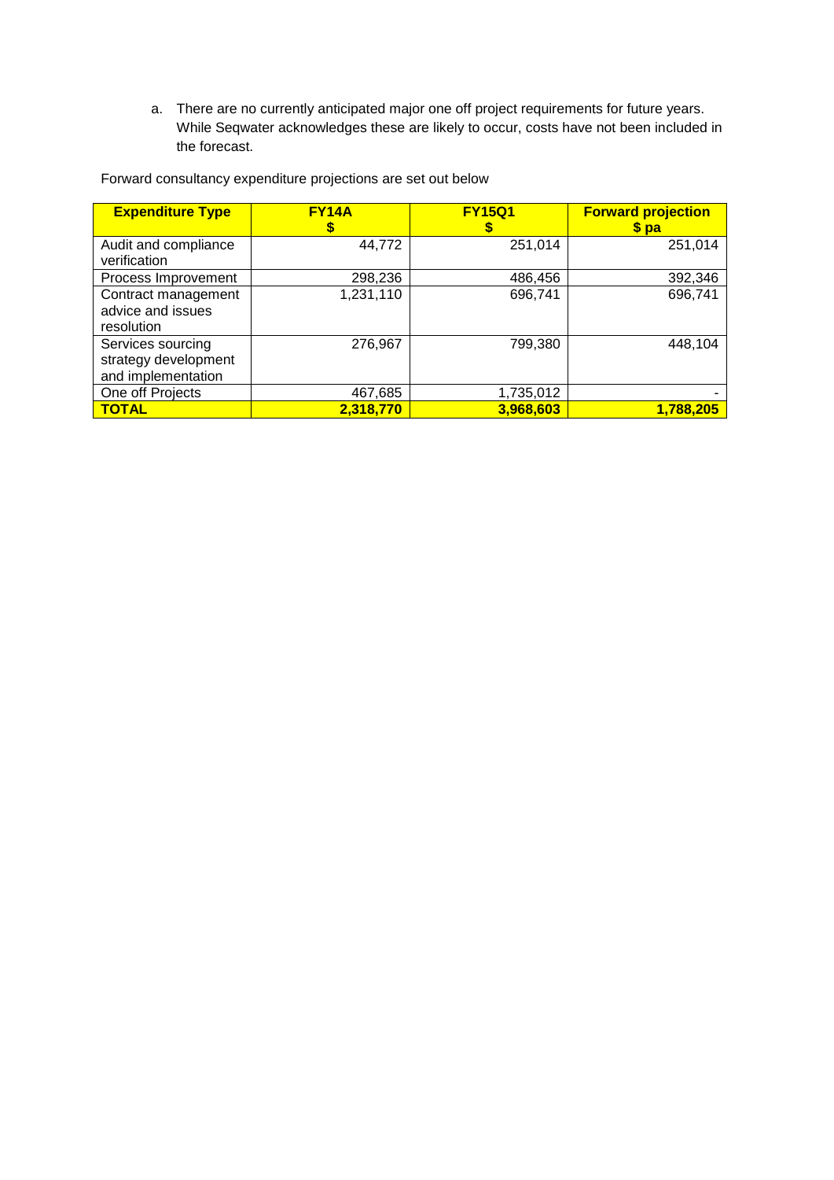a. There are no currently anticipated major one off project requirements for future years. While Seqwater acknowledges these are likely to occur, costs have not been included in the forecast.

Forward consultancy expenditure projections are set out below

| Expenditure Type | FY14A<br>$ | FY15Q1<br>$ | Forward projection<br>$ pa |
|---|---|---|---|
| Audit and compliance verification | 44,772 | 251,014 | 251,014 |
| Process Improvement | 298,236 | 486,456 | 392,346 |
| Contract management advice and issues resolution | 1,231,110 | 696,741 | 696,741 |
| Services sourcing strategy development and implementation | 276,967 | 799,380 | 448,104 |
| One off Projects | 467,685 | 1,735,012 | - |
| **TOTAL** | **2,318,770** | **3,968,603** | **1,788,205** |